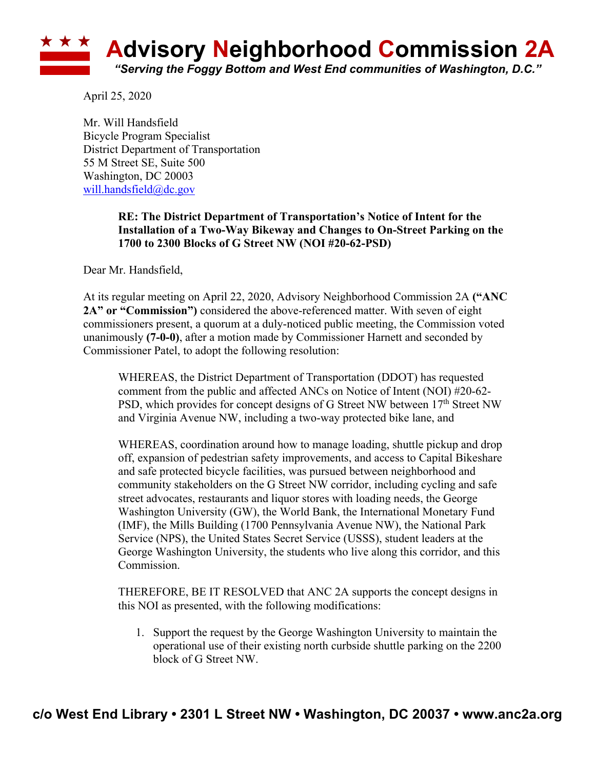# Advisory Neighborhood Commission 2A

*"Serving the Foggy Bottom and West End communities of Washington, D.C."*

April 25, 2020

Mr. Will Handsfield
Bicycle Program Specialist
District Department of Transportation
55 M Street SE, Suite 500
Washington, DC 20003
will.handsfield@dc.gov

**RE: The District Department of Transportation's Notice of Intent for the Installation of a Two-Way Bikeway and Changes to On-Street Parking on the 1700 to 2300 Blocks of G Street NW (NOI #20-62-PSD)**

Dear Mr. Handsfield,

At its regular meeting on April 22, 2020, Advisory Neighborhood Commission 2A **("ANC 2A" or "Commission")** considered the above-referenced matter. With seven of eight commissioners present, a quorum at a duly-noticed public meeting, the Commission voted unanimously **(7-0-0)**, after a motion made by Commissioner Harnett and seconded by Commissioner Patel, to adopt the following resolution:

WHEREAS, the District Department of Transportation (DDOT) has requested comment from the public and affected ANCs on Notice of Intent (NOI) #20-62-PSD, which provides for concept designs of G Street NW between 17th Street NW and Virginia Avenue NW, including a two-way protected bike lane, and

WHEREAS, coordination around how to manage loading, shuttle pickup and drop off, expansion of pedestrian safety improvements, and access to Capital Bikeshare and safe protected bicycle facilities, was pursued between neighborhood and community stakeholders on the G Street NW corridor, including cycling and safe street advocates, restaurants and liquor stores with loading needs, the George Washington University (GW), the World Bank, the International Monetary Fund (IMF), the Mills Building (1700 Pennsylvania Avenue NW), the National Park Service (NPS), the United States Secret Service (USSS), student leaders at the George Washington University, the students who live along this corridor, and this Commission.

THEREFORE, BE IT RESOLVED that ANC 2A supports the concept designs in this NOI as presented, with the following modifications:

1. Support the request by the George Washington University to maintain the operational use of their existing north curbside shuttle parking on the 2200 block of G Street NW.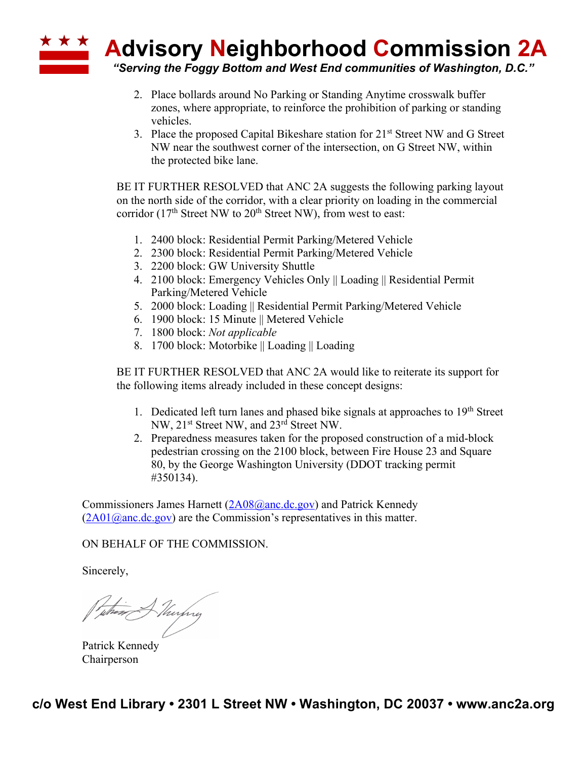2. Place bollards around No Parking or Standing Anytime crosswalk buffer zones, where appropriate, to reinforce the prohibition of parking or standing vehicles.
3. Place the proposed Capital Bikeshare station for 21st Street NW and G Street NW near the southwest corner of the intersection, on G Street NW, within the protected bike lane.

BE IT FURTHER RESOLVED that ANC 2A suggests the following parking layout on the north side of the corridor, with a clear priority on loading in the commercial corridor (17th Street NW to 20th Street NW), from west to east:

1. 2400 block: Residential Permit Parking/Metered Vehicle
2. 2300 block: Residential Permit Parking/Metered Vehicle
3. 2200 block: GW University Shuttle
4. 2100 block: Emergency Vehicles Only || Loading || Residential Permit Parking/Metered Vehicle
5. 2000 block: Loading || Residential Permit Parking/Metered Vehicle
6. 1900 block: 15 Minute || Metered Vehicle
7. 1800 block: *Not applicable*
8. 1700 block: Motorbike || Loading || Loading

BE IT FURTHER RESOLVED that ANC 2A would like to reiterate its support for the following items already included in these concept designs:

1. Dedicated left turn lanes and phased bike signals at approaches to 19th Street NW, 21st Street NW, and 23rd Street NW.
2. Preparedness measures taken for the proposed construction of a mid-block pedestrian crossing on the 2100 block, between Fire House 23 and Square 80, by the George Washington University (DDOT tracking permit #350134).

Commissioners James Harnett (2A08@anc.dc.gov) and Patrick Kennedy (2A01@anc.dc.gov) are the Commission's representatives in this matter.

ON BEHALF OF THE COMMISSION.

Sincerely,

Patrick Kennedy
Chairperson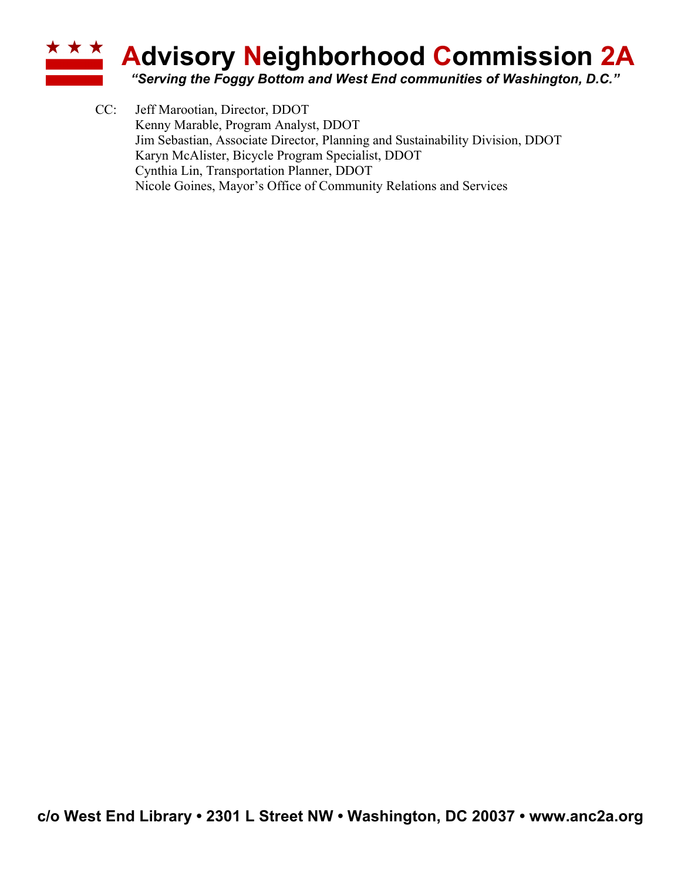CC: Jeff Marootian, Director, DDOT
Kenny Marable, Program Analyst, DDOT
Jim Sebastian, Associate Director, Planning and Sustainability Division, DDOT
Karyn McAlister, Bicycle Program Specialist, DDOT
Cynthia Lin, Transportation Planner, DDOT
Nicole Goines, Mayor's Office of Community Relations and Services